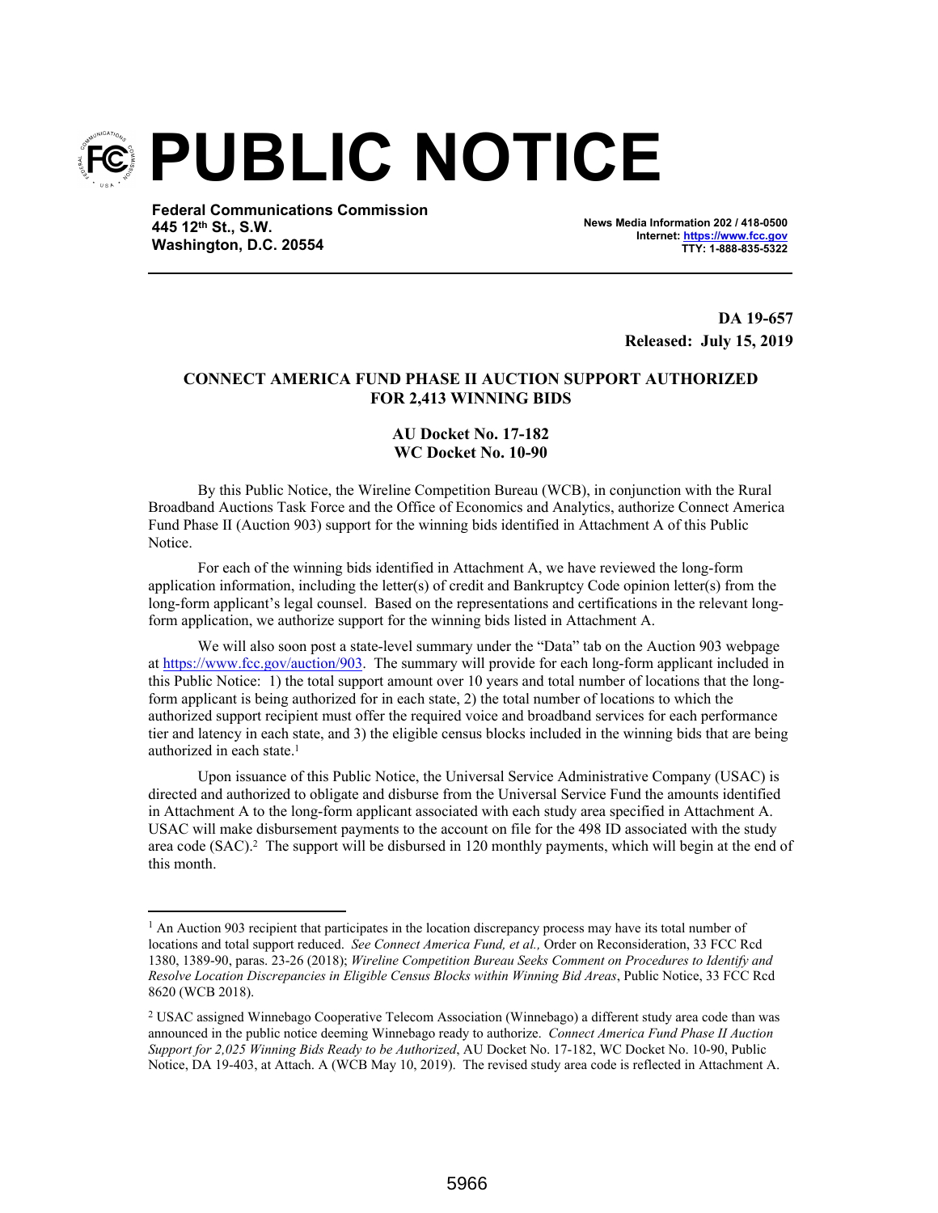# PUBLIC NOTICE

**Federal Communications Commission**
**445 12th St., S.W.**
**Washington, D.C. 20554**

**News Media Information 202 / 418-0500**
**Internet: https://www.fcc.gov**
**TTY: 1-888-835-5322**

**DA 19-657**
**Released: July 15, 2019**

**CONNECT AMERICA FUND PHASE II AUCTION SUPPORT AUTHORIZED FOR 2,413 WINNING BIDS**

**AU Docket No. 17-182**
**WC Docket No. 10-90**

By this Public Notice, the Wireline Competition Bureau (WCB), in conjunction with the Rural Broadband Auctions Task Force and the Office of Economics and Analytics, authorize Connect America Fund Phase II (Auction 903) support for the winning bids identified in Attachment A of this Public Notice.

For each of the winning bids identified in Attachment A, we have reviewed the long-form application information, including the letter(s) of credit and Bankruptcy Code opinion letter(s) from the long-form applicant's legal counsel. Based on the representations and certifications in the relevant long-form application, we authorize support for the winning bids listed in Attachment A.

We will also soon post a state-level summary under the "Data" tab on the Auction 903 webpage at https://www.fcc.gov/auction/903. The summary will provide for each long-form applicant included in this Public Notice: 1) the total support amount over 10 years and total number of locations that the long-form applicant is being authorized for in each state, 2) the total number of locations to which the authorized support recipient must offer the required voice and broadband services for each performance tier and latency in each state, and 3) the eligible census blocks included in the winning bids that are being authorized in each state.[1]

Upon issuance of this Public Notice, the Universal Service Administrative Company (USAC) is directed and authorized to obligate and disburse from the Universal Service Fund the amounts identified in Attachment A to the long-form applicant associated with each study area specified in Attachment A. USAC will make disbursement payments to the account on file for the 498 ID associated with the study area code (SAC).[2] The support will be disbursed in 120 monthly payments, which will begin at the end of this month.

---

[1] An Auction 903 recipient that participates in the location discrepancy process may have its total number of locations and total support reduced. *See Connect America Fund, et al.,* Order on Reconsideration, 33 FCC Rcd 1380, 1389-90, paras. 23-26 (2018); *Wireline Competition Bureau Seeks Comment on Procedures to Identify and Resolve Location Discrepancies in Eligible Census Blocks within Winning Bid Areas*, Public Notice, 33 FCC Rcd 8620 (WCB 2018).

[2] USAC assigned Winnebago Cooperative Telecom Association (Winnebago) a different study area code than was announced in the public notice deeming Winnebago ready to authorize. *Connect America Fund Phase II Auction Support for 2,025 Winning Bids Ready to be Authorized*, AU Docket No. 17-182, WC Docket No. 10-90, Public Notice, DA 19-403, at Attach. A (WCB May 10, 2019). The revised study area code is reflected in Attachment A.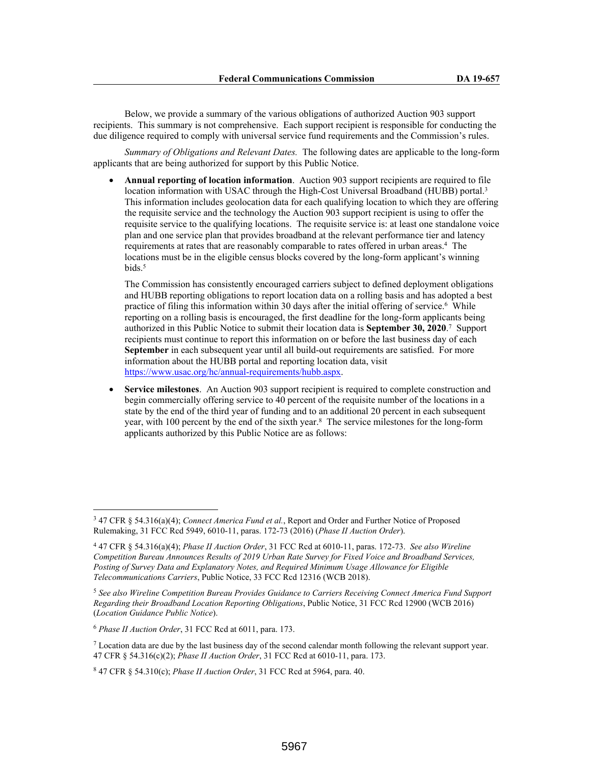Below, we provide a summary of the various obligations of authorized Auction 903 support recipients. This summary is not comprehensive. Each support recipient is responsible for conducting the due diligence required to comply with universal service fund requirements and the Commission's rules.

*Summary of Obligations and Relevant Dates.* The following dates are applicable to the long-form applicants that are being authorized for support by this Public Notice.

- **Annual reporting of location information**. Auction 903 support recipients are required to file location information with USAC through the High-Cost Universal Broadband (HUBB) portal.[3] This information includes geolocation data for each qualifying location to which they are offering the requisite service and the technology the Auction 903 support recipient is using to offer the requisite service to the qualifying locations. The requisite service is: at least one standalone voice plan and one service plan that provides broadband at the relevant performance tier and latency requirements at rates that are reasonably comparable to rates offered in urban areas.[4] The locations must be in the eligible census blocks covered by the long-form applicant's winning bids.[5]

  The Commission has consistently encouraged carriers subject to defined deployment obligations and HUBB reporting obligations to report location data on a rolling basis and has adopted a best practice of filing this information within 30 days after the initial offering of service.[6] While reporting on a rolling basis is encouraged, the first deadline for the long-form applicants being authorized in this Public Notice to submit their location data is **September 30, 2020**.[7] Support recipients must continue to report this information on or before the last business day of each **September** in each subsequent year until all build-out requirements are satisfied. For more information about the HUBB portal and reporting location data, visit https://www.usac.org/hc/annual-requirements/hubb.aspx.

- **Service milestones**. An Auction 903 support recipient is required to complete construction and begin commercially offering service to 40 percent of the requisite number of the locations in a state by the end of the third year of funding and to an additional 20 percent in each subsequent year, with 100 percent by the end of the sixth year.[8] The service milestones for the long-form applicants authorized by this Public Notice are as follows:

---

[3] 47 CFR § 54.316(a)(4); *Connect America Fund et al.*, Report and Order and Further Notice of Proposed Rulemaking, 31 FCC Rcd 5949, 6010-11, paras. 172-73 (2016) (*Phase II Auction Order*).

[4] 47 CFR § 54.316(a)(4); *Phase II Auction Order*, 31 FCC Rcd at 6010-11, paras. 172-73. *See also Wireline Competition Bureau Announces Results of 2019 Urban Rate Survey for Fixed Voice and Broadband Services, Posting of Survey Data and Explanatory Notes, and Required Minimum Usage Allowance for Eligible Telecommunications Carriers*, Public Notice, 33 FCC Rcd 12316 (WCB 2018).

[5] *See also Wireline Competition Bureau Provides Guidance to Carriers Receiving Connect America Fund Support Regarding their Broadband Location Reporting Obligations*, Public Notice, 31 FCC Rcd 12900 (WCB 2016) (*Location Guidance Public Notice*).

[6] *Phase II Auction Order*, 31 FCC Rcd at 6011, para. 173.

[7] Location data are due by the last business day of the second calendar month following the relevant support year. 47 CFR § 54.316(c)(2); *Phase II Auction Order*, 31 FCC Rcd at 6010-11, para. 173.

[8] 47 CFR § 54.310(c); *Phase II Auction Order*, 31 FCC Rcd at 5964, para. 40.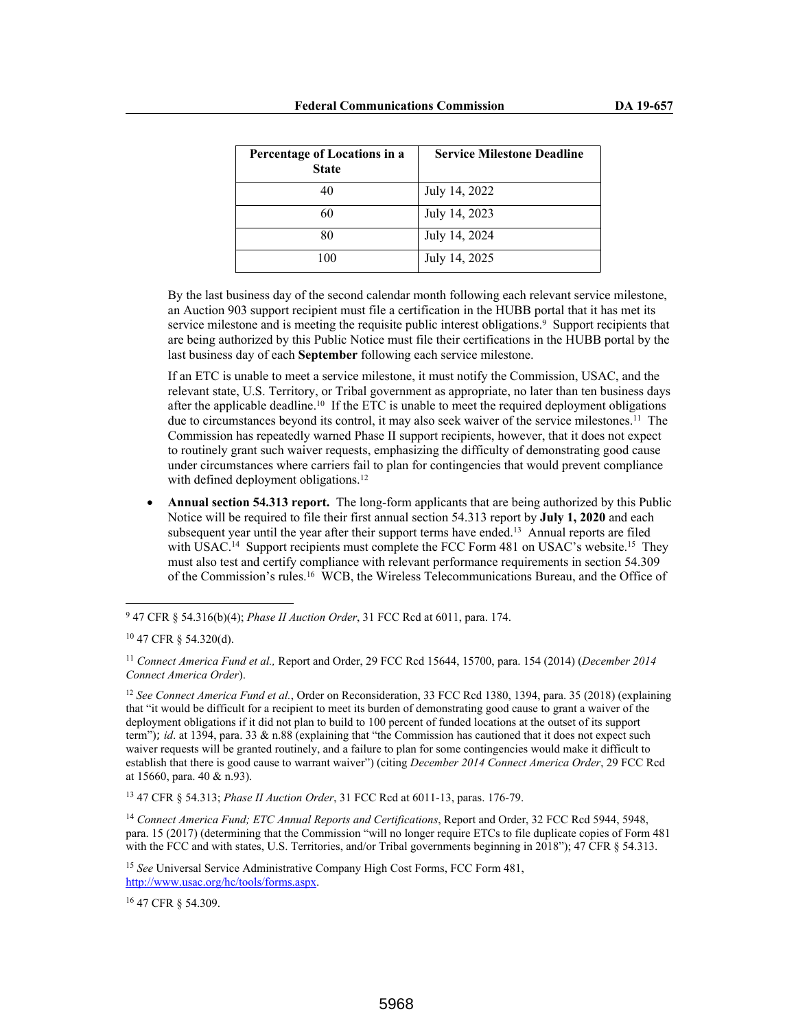| Percentage of Locations in a State | Service Milestone Deadline |
|---|---|
| 40 | July 14, 2022 |
| 60 | July 14, 2023 |
| 80 | July 14, 2024 |
| 100 | July 14, 2025 |

By the last business day of the second calendar month following each relevant service milestone, an Auction 903 support recipient must file a certification in the HUBB portal that it has met its service milestone and is meeting the requisite public interest obligations.[9] Support recipients that are being authorized by this Public Notice must file their certifications in the HUBB portal by the last business day of each **September** following each service milestone.

If an ETC is unable to meet a service milestone, it must notify the Commission, USAC, and the relevant state, U.S. Territory, or Tribal government as appropriate, no later than ten business days after the applicable deadline.[10] If the ETC is unable to meet the required deployment obligations due to circumstances beyond its control, it may also seek waiver of the service milestones.[11] The Commission has repeatedly warned Phase II support recipients, however, that it does not expect to routinely grant such waiver requests, emphasizing the difficulty of demonstrating good cause under circumstances where carriers fail to plan for contingencies that would prevent compliance with defined deployment obligations.[12]

- **Annual section 54.313 report.** The long-form applicants that are being authorized by this Public Notice will be required to file their first annual section 54.313 report by **July 1, 2020** and each subsequent year until the year after their support terms have ended.[13] Annual reports are filed with USAC.[14] Support recipients must complete the FCC Form 481 on USAC's website.[15] They must also test and certify compliance with relevant performance requirements in section 54.309 of the Commission's rules.[16] WCB, the Wireless Telecommunications Bureau, and the Office of

---

[9] 47 CFR § 54.316(b)(4); *Phase II Auction Order*, 31 FCC Rcd at 6011, para. 174.

[10] 47 CFR § 54.320(d).

[11] *Connect America Fund et al.,* Report and Order, 29 FCC Rcd 15644, 15700, para. 154 (2014) (*December 2014 Connect America Order*).

[12] *See Connect America Fund et al.*, Order on Reconsideration, 33 FCC Rcd 1380, 1394, para. 35 (2018) (explaining that "it would be difficult for a recipient to meet its burden of demonstrating good cause to grant a waiver of the deployment obligations if it did not plan to build to 100 percent of funded locations at the outset of its support term"); *id*. at 1394, para. 33 & n.88 (explaining that "the Commission has cautioned that it does not expect such waiver requests will be granted routinely, and a failure to plan for some contingencies would make it difficult to establish that there is good cause to warrant waiver") (citing *December 2014 Connect America Order*, 29 FCC Rcd at 15660, para. 40 & n.93).

[13] 47 CFR § 54.313; *Phase II Auction Order*, 31 FCC Rcd at 6011-13, paras. 176-79.

[14] *Connect America Fund; ETC Annual Reports and Certifications*, Report and Order, 32 FCC Rcd 5944, 5948, para. 15 (2017) (determining that the Commission "will no longer require ETCs to file duplicate copies of Form 481 with the FCC and with states, U.S. Territories, and/or Tribal governments beginning in 2018"); 47 CFR § 54.313.

[15] *See* Universal Service Administrative Company High Cost Forms, FCC Form 481, http://www.usac.org/hc/tools/forms.aspx.

[16] 47 CFR § 54.309.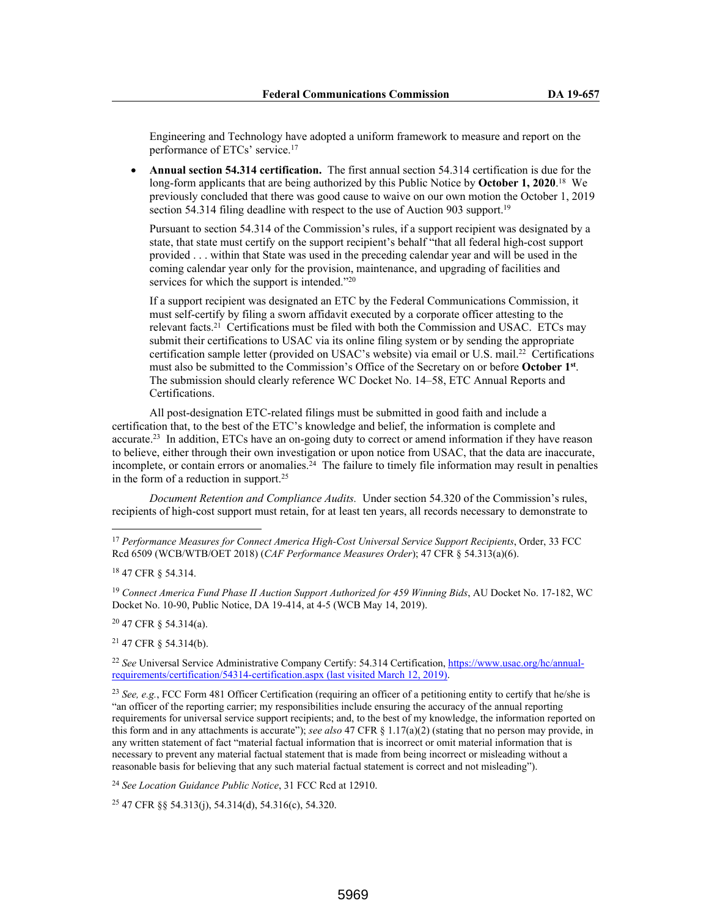Engineering and Technology have adopted a uniform framework to measure and report on the performance of ETCs' service.[17]

- **Annual section 54.314 certification.** The first annual section 54.314 certification is due for the long-form applicants that are being authorized by this Public Notice by **October 1, 2020**.[18] We previously concluded that there was good cause to waive on our own motion the October 1, 2019 section 54.314 filing deadline with respect to the use of Auction 903 support.[19]

  Pursuant to section 54.314 of the Commission's rules, if a support recipient was designated by a state, that state must certify on the support recipient's behalf "that all federal high-cost support provided . . . within that State was used in the preceding calendar year and will be used in the coming calendar year only for the provision, maintenance, and upgrading of facilities and services for which the support is intended."[20]

  If a support recipient was designated an ETC by the Federal Communications Commission, it must self-certify by filing a sworn affidavit executed by a corporate officer attesting to the relevant facts.[21] Certifications must be filed with both the Commission and USAC. ETCs may submit their certifications to USAC via its online filing system or by sending the appropriate certification sample letter (provided on USAC's website) via email or U.S. mail.[22] Certifications must also be submitted to the Commission's Office of the Secretary on or before **October 1st**. The submission should clearly reference WC Docket No. 14–58, ETC Annual Reports and Certifications.

All post-designation ETC-related filings must be submitted in good faith and include a certification that, to the best of the ETC's knowledge and belief, the information is complete and accurate.[23] In addition, ETCs have an on-going duty to correct or amend information if they have reason to believe, either through their own investigation or upon notice from USAC, that the data are inaccurate, incomplete, or contain errors or anomalies.[24] The failure to timely file information may result in penalties in the form of a reduction in support.[25]

*Document Retention and Compliance Audits.* Under section 54.320 of the Commission's rules, recipients of high-cost support must retain, for at least ten years, all records necessary to demonstrate to

---

[17] *Performance Measures for Connect America High-Cost Universal Service Support Recipients*, Order, 33 FCC Rcd 6509 (WCB/WTB/OET 2018) (*CAF Performance Measures Order*); 47 CFR § 54.313(a)(6).

[18] 47 CFR § 54.314.

[19] *Connect America Fund Phase II Auction Support Authorized for 459 Winning Bids*, AU Docket No. 17-182, WC Docket No. 10-90, Public Notice, DA 19-414, at 4-5 (WCB May 14, 2019).

[20] 47 CFR § 54.314(a).

[21] 47 CFR § 54.314(b).

[22] *See* Universal Service Administrative Company Certify: 54.314 Certification, https://www.usac.org/hc/annual-requirements/certification/54314-certification.aspx (last visited March 12, 2019).

[23] *See, e.g.*, FCC Form 481 Officer Certification (requiring an officer of a petitioning entity to certify that he/she is "an officer of the reporting carrier; my responsibilities include ensuring the accuracy of the annual reporting requirements for universal service support recipients; and, to the best of my knowledge, the information reported on this form and in any attachments is accurate"); *see also* 47 CFR § 1.17(a)(2) (stating that no person may provide, in any written statement of fact "material factual information that is incorrect or omit material information that is necessary to prevent any material factual statement that is made from being incorrect or misleading without a reasonable basis for believing that any such material factual statement is correct and not misleading").

[24] *See Location Guidance Public Notice*, 31 FCC Rcd at 12910.

[25] 47 CFR §§ 54.313(j), 54.314(d), 54.316(c), 54.320.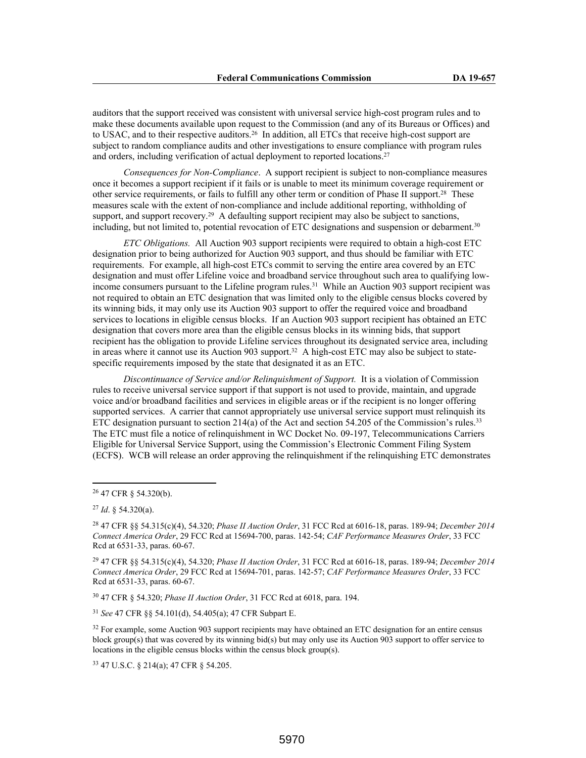auditors that the support received was consistent with universal service high-cost program rules and to make these documents available upon request to the Commission (and any of its Bureaus or Offices) and to USAC, and to their respective auditors.[26] In addition, all ETCs that receive high-cost support are subject to random compliance audits and other investigations to ensure compliance with program rules and orders, including verification of actual deployment to reported locations.[27]

*Consequences for Non-Compliance*. A support recipient is subject to non-compliance measures once it becomes a support recipient if it fails or is unable to meet its minimum coverage requirement or other service requirements, or fails to fulfill any other term or condition of Phase II support.[28] These measures scale with the extent of non-compliance and include additional reporting, withholding of support, and support recovery.[29] A defaulting support recipient may also be subject to sanctions, including, but not limited to, potential revocation of ETC designations and suspension or debarment.[30]

*ETC Obligations.* All Auction 903 support recipients were required to obtain a high-cost ETC designation prior to being authorized for Auction 903 support, and thus should be familiar with ETC requirements. For example, all high-cost ETCs commit to serving the entire area covered by an ETC designation and must offer Lifeline voice and broadband service throughout such area to qualifying low-income consumers pursuant to the Lifeline program rules.[31] While an Auction 903 support recipient was not required to obtain an ETC designation that was limited only to the eligible census blocks covered by its winning bids, it may only use its Auction 903 support to offer the required voice and broadband services to locations in eligible census blocks. If an Auction 903 support recipient has obtained an ETC designation that covers more area than the eligible census blocks in its winning bids, that support recipient has the obligation to provide Lifeline services throughout its designated service area, including in areas where it cannot use its Auction 903 support.[32] A high-cost ETC may also be subject to state-specific requirements imposed by the state that designated it as an ETC.

*Discontinuance of Service and/or Relinquishment of Support.* It is a violation of Commission rules to receive universal service support if that support is not used to provide, maintain, and upgrade voice and/or broadband facilities and services in eligible areas or if the recipient is no longer offering supported services. A carrier that cannot appropriately use universal service support must relinquish its ETC designation pursuant to section 214(a) of the Act and section 54.205 of the Commission's rules.[33] The ETC must file a notice of relinquishment in WC Docket No. 09-197, Telecommunications Carriers Eligible for Universal Service Support, using the Commission's Electronic Comment Filing System (ECFS). WCB will release an order approving the relinquishment if the relinquishing ETC demonstrates

---

[26] 47 CFR § 54.320(b).

[27] *Id*. § 54.320(a).

[28] 47 CFR §§ 54.315(c)(4), 54.320; *Phase II Auction Order*, 31 FCC Rcd at 6016-18, paras. 189-94; *December 2014 Connect America Order*, 29 FCC Rcd at 15694-700, paras. 142-54; *CAF Performance Measures Order*, 33 FCC Rcd at 6531-33, paras. 60-67.

[29] 47 CFR §§ 54.315(c)(4), 54.320; *Phase II Auction Order*, 31 FCC Rcd at 6016-18, paras. 189-94; *December 2014 Connect America Order*, 29 FCC Rcd at 15694-701, paras. 142-57; *CAF Performance Measures Order*, 33 FCC Rcd at 6531-33, paras. 60-67.

[30] 47 CFR § 54.320; *Phase II Auction Order*, 31 FCC Rcd at 6018, para. 194.

[31] *See* 47 CFR §§ 54.101(d), 54.405(a); 47 CFR Subpart E.

[32] For example, some Auction 903 support recipients may have obtained an ETC designation for an entire census block group(s) that was covered by its winning bid(s) but may only use its Auction 903 support to offer service to locations in the eligible census blocks within the census block group(s).

[33] 47 U.S.C. § 214(a); 47 CFR § 54.205.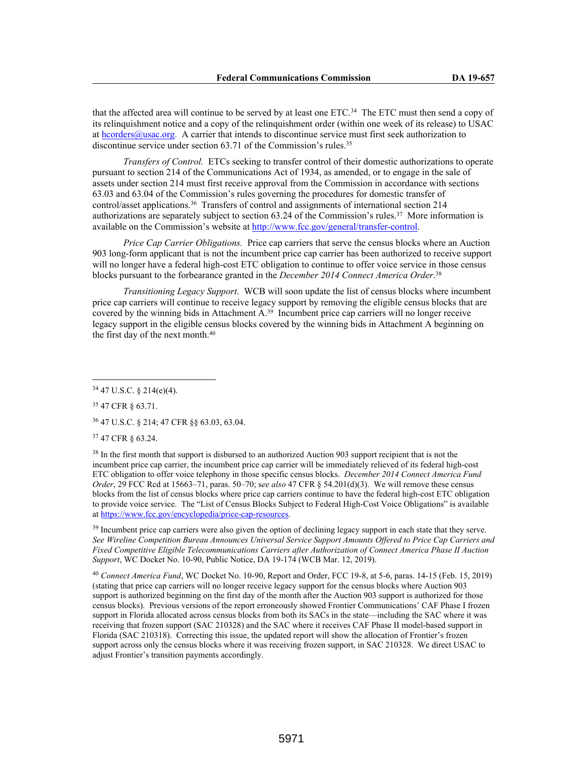that the affected area will continue to be served by at least one ETC.[34] The ETC must then send a copy of its relinquishment notice and a copy of the relinquishment order (within one week of its release) to USAC at hcorders@usac.org. A carrier that intends to discontinue service must first seek authorization to discontinue service under section 63.71 of the Commission's rules.[35]

*Transfers of Control.* ETCs seeking to transfer control of their domestic authorizations to operate pursuant to section 214 of the Communications Act of 1934, as amended, or to engage in the sale of assets under section 214 must first receive approval from the Commission in accordance with sections 63.03 and 63.04 of the Commission's rules governing the procedures for domestic transfer of control/asset applications.[36] Transfers of control and assignments of international section 214 authorizations are separately subject to section 63.24 of the Commission's rules.[37] More information is available on the Commission's website at http://www.fcc.gov/general/transfer-control.

*Price Cap Carrier Obligations.* Price cap carriers that serve the census blocks where an Auction 903 long-form applicant that is not the incumbent price cap carrier has been authorized to receive support will no longer have a federal high-cost ETC obligation to continue to offer voice service in those census blocks pursuant to the forbearance granted in the *December 2014 Connect America Order*.[38]

*Transitioning Legacy Support*. WCB will soon update the list of census blocks where incumbent price cap carriers will continue to receive legacy support by removing the eligible census blocks that are covered by the winning bids in Attachment A.[39] Incumbent price cap carriers will no longer receive legacy support in the eligible census blocks covered by the winning bids in Attachment A beginning on the first day of the next month.[40]

---

[34] 47 U.S.C. § 214(e)(4).

[35] 47 CFR § 63.71.

[36] 47 U.S.C. § 214; 47 CFR §§ 63.03, 63.04.

[37] 47 CFR § 63.24.

[38] In the first month that support is disbursed to an authorized Auction 903 support recipient that is not the incumbent price cap carrier, the incumbent price cap carrier will be immediately relieved of its federal high-cost ETC obligation to offer voice telephony in those specific census blocks. *December 2014 Connect America Fund Order*, 29 FCC Rcd at 15663–71, paras. 50–70; s*ee also* 47 CFR § 54.201(d)(3). We will remove these census blocks from the list of census blocks where price cap carriers continue to have the federal high-cost ETC obligation to provide voice service. The "List of Census Blocks Subject to Federal High-Cost Voice Obligations" is available at https://www.fcc.gov/encyclopedia/price-cap-resources.

[39] Incumbent price cap carriers were also given the option of declining legacy support in each state that they serve. *See Wireline Competition Bureau Announces Universal Service Support Amounts Offered to Price Cap Carriers and Fixed Competitive Eligible Telecommunications Carriers after Authorization of Connect America Phase II Auction Support*, WC Docket No. 10-90, Public Notice, DA 19-174 (WCB Mar. 12, 2019).

[40] *Connect America Fund*, WC Docket No. 10-90, Report and Order, FCC 19-8, at 5-6, paras. 14-15 (Feb. 15, 2019) (stating that price cap carriers will no longer receive legacy support for the census blocks where Auction 903 support is authorized beginning on the first day of the month after the Auction 903 support is authorized for those census blocks). Previous versions of the report erroneously showed Frontier Communications' CAF Phase I frozen support in Florida allocated across census blocks from both its SACs in the state—including the SAC where it was receiving that frozen support (SAC 210328) and the SAC where it receives CAF Phase II model-based support in Florida (SAC 210318). Correcting this issue, the updated report will show the allocation of Frontier's frozen support across only the census blocks where it was receiving frozen support, in SAC 210328. We direct USAC to adjust Frontier's transition payments accordingly.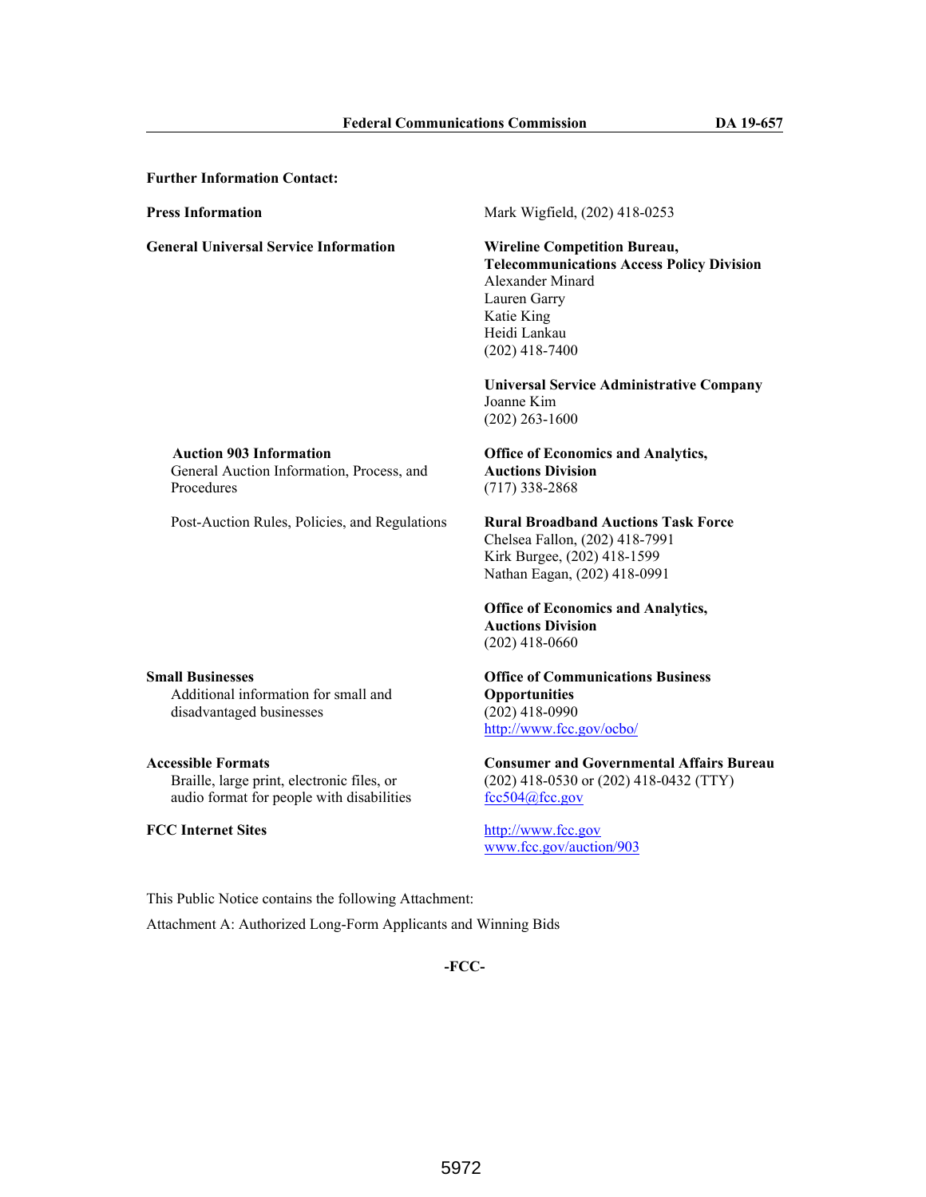**Further Information Contact:**

| | |
|---|---|
| **Press Information** | Mark Wigfield, (202) 418-0253 |
| **General Universal Service Information** | **Wireline Competition Bureau, Telecommunications Access Policy Division**<br>Alexander Minard<br>Lauren Garry<br>Katie King<br>Heidi Lankau<br>(202) 418-7400 |
| | **Universal Service Administrative Company**<br>Joanne Kim<br>(202) 263-1600 |
| **Auction 903 Information**<br>General Auction Information, Process, and Procedures | **Office of Economics and Analytics, Auctions Division**<br>(717) 338-2868 |
| Post-Auction Rules, Policies, and Regulations | **Rural Broadband Auctions Task Force**<br>Chelsea Fallon, (202) 418-7991<br>Kirk Burgee, (202) 418-1599<br>Nathan Eagan, (202) 418-0991 |
| | **Office of Economics and Analytics, Auctions Division**<br>(202) 418-0660 |
| **Small Businesses**<br>Additional information for small and disadvantaged businesses | **Office of Communications Business Opportunities**<br>(202) 418-0990<br>http://www.fcc.gov/ocbo/ |
| **Accessible Formats**<br>Braille, large print, electronic files, or audio format for people with disabilities | **Consumer and Governmental Affairs Bureau**<br>(202) 418-0530 or (202) 418-0432 (TTY)<br>fcc504@fcc.gov |
| **FCC Internet Sites** | http://www.fcc.gov<br>www.fcc.gov/auction/903 |

This Public Notice contains the following Attachment:

Attachment A: Authorized Long-Form Applicants and Winning Bids

**-FCC-**